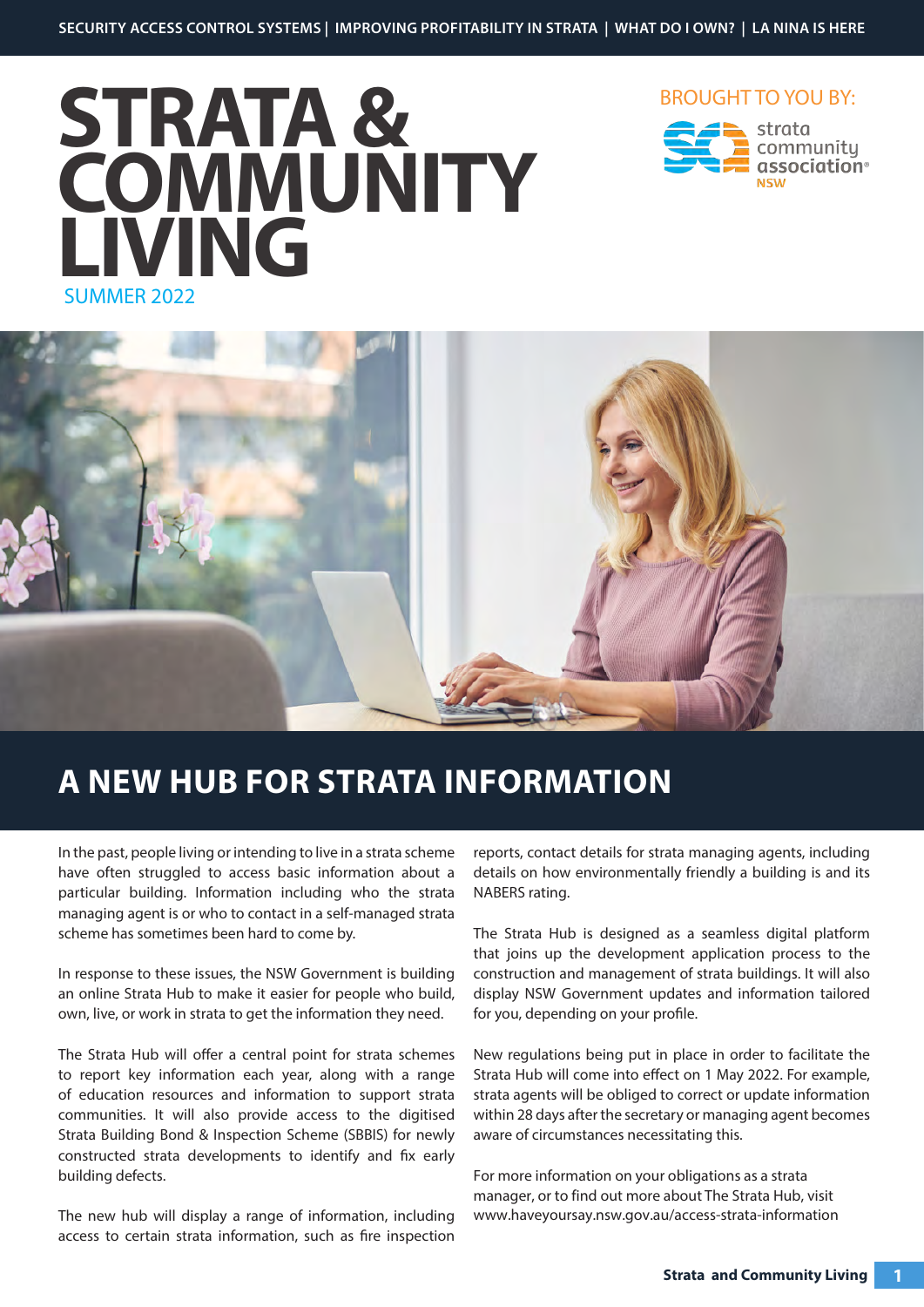SECURITY ACCESS CONTROL SYSTEMS | IMPROVING PROFITABILITY IN STRATA | WHAT DO I OWN? | LA NINA IS HERE

# STRATA & COMMUNITY LIVING

SUMMER 2022

BROUGHT TO YOU BY: strata community association NSW

## A NEW HUB FOR STRATA INFORMATION

In the past, people living or intending to live in a strata scheme have often struggled to access basic information about a particular building. Information including who the strata managing agent is or who to contact in a self-managed strata scheme has sometimes been hard to come by.

In response to these issues, the NSW Government is building an online Strata Hub to make it easier for people who build, own, live, or work in strata to get the information they need.

The Strata Hub will offer a central point for strata schemes to report key information each year, along with a range of education resources and information to support strata communities. It will also provide access to the digitised Strata Building Bond & Inspection Scheme (SBBIS) for newly constructed strata developments to identify and fix early building defects.

The new hub will display a range of information, including access to certain strata information, such as fire inspection reports, contact details for strata managing agents, including details on how environmentally friendly a building is and its NABERS rating.

The Strata Hub is designed as a seamless digital platform that joins up the development application process to the construction and management of strata buildings. It will also display NSW Government updates and information tailored for you, depending on your profile.

New regulations being put in place in order to facilitate the Strata Hub will come into effect on 1 May 2022. For example, strata agents will be obliged to correct or update information within 28 days after the secretary or managing agent becomes aware of circumstances necessitating this.

For more information on your obligations as a strata manager, or to find out more about The Strata Hub, visit www.haveyoursay.nsw.gov.au/access-strata-information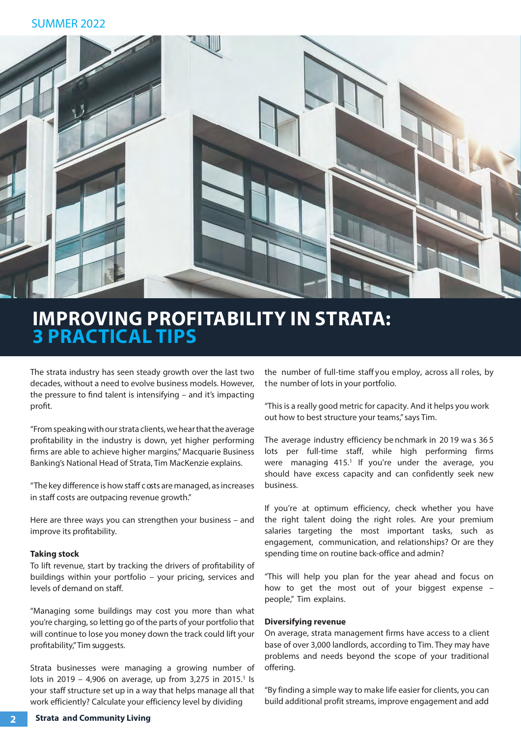# IMPROVING PROFITABILITY IN STRATA: 3 PRACTICAL TIPS

The strata industry has seen steady growth over the last two decades, without a need to evolve business models. However, the pressure to find talent is intensifying – and it's impacting profit.

"From speaking with our strata clients, we hear that the average profitability in the industry is down, yet higher performing firms are able to achieve higher margins," Macquarie Business Banking's National Head of Strata, Tim MacKenzie explains.

"The key difference is how staff costs are managed, as increases in staff costs are outpacing revenue growth."

Here are three ways you can strengthen your business – and improve its profitability.

**Taking stock**

To lift revenue, start by tracking the drivers of profitability of buildings within your portfolio – your pricing, services and levels of demand on staff.

"Managing some buildings may cost you more than what you're charging, so letting go of the parts of your portfolio that will continue to lose you money down the track could lift your profitability," Tim suggests.

Strata businesses were managing a growing number of lots in 2019 – 4,906 on average, up from 3,275 in 2015.[1] Is your staff structure set up in a way that helps manage all that work efficiently? Calculate your efficiency level by dividing the number of full-time staff you employ, across all roles, by the number of lots in your portfolio.

"This is a really good metric for capacity. And it helps you work out how to best structure your teams," says Tim.

The average industry efficiency benchmark in 2019 was 365 lots per full-time staff, while high performing firms were managing 415.[1] If you're under the average, you should have excess capacity and can confidently seek new business.

If you're at optimum efficiency, check whether you have the right talent doing the right roles. Are your premium salaries targeting the most important tasks, such as engagement, communication, and relationships? Or are they spending time on routine back-office and admin?

"This will help you plan for the year ahead and focus on how to get the most out of your biggest expense – people," Tim explains.

**Diversifying revenue**

On average, strata management firms have access to a client base of over 3,000 landlords, according to Tim. They may have problems and needs beyond the scope of your traditional offering.

"By finding a simple way to make life easier for clients, you can build additional profit streams, improve engagement and add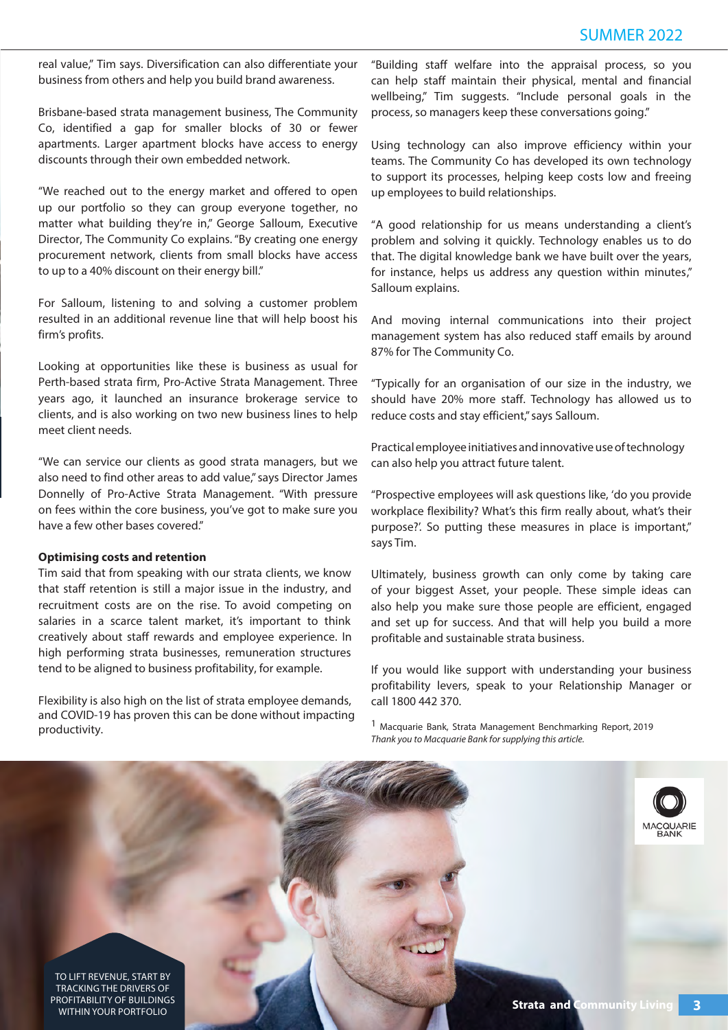real value," Tim says. Diversification can also differentiate your business from others and help you build brand awareness.

Brisbane-based strata management business, The Community Co, identified a gap for smaller blocks of 30 or fewer apartments. Larger apartment blocks have access to energy discounts through their own embedded network.

"We reached out to the energy market and offered to open up our portfolio so they can group everyone together, no matter what building they're in," George Salloum, Executive Director, The Community Co explains. "By creating one energy procurement network, clients from small blocks have access to up to a 40% discount on their energy bill."

For Salloum, listening to and solving a customer problem resulted in an additional revenue line that will help boost his firm's profits.

Looking at opportunities like these is business as usual for Perth-based strata firm, Pro-Active Strata Management. Three years ago, it launched an insurance brokerage service to clients, and is also working on two new business lines to help meet client needs.

"We can service our clients as good strata managers, but we also need to find other areas to add value," says Director James Donnelly of Pro-Active Strata Management. "With pressure on fees within the core business, you've got to make sure you have a few other bases covered."

**Optimising costs and retention**

Tim said that from speaking with our strata clients, we know that staff retention is still a major issue in the industry, and recruitment costs are on the rise. To avoid competing on salaries in a scarce talent market, it's important to think creatively about staff rewards and employee experience. In high performing strata businesses, remuneration structures tend to be aligned to business profitability, for example.

Flexibility is also high on the list of strata employee demands, and COVID-19 has proven this can be done without impacting productivity.

"Building staff welfare into the appraisal process, so you can help staff maintain their physical, mental and financial wellbeing," Tim suggests. "Include personal goals in the process, so managers keep these conversations going."

Using technology can also improve efficiency within your teams. The Community Co has developed its own technology to support its processes, helping keep costs low and freeing up employees to build relationships.

"A good relationship for us means understanding a client's problem and solving it quickly. Technology enables us to do that. The digital knowledge bank we have built over the years, for instance, helps us address any question within minutes," Salloum explains.

And moving internal communications into their project management system has also reduced staff emails by around 87% for The Community Co.

"Typically for an organisation of our size in the industry, we should have 20% more staff. Technology has allowed us to reduce costs and stay efficient," says Salloum.

Practical employee initiatives and innovative use of technology can also help you attract future talent.

"Prospective employees will ask questions like, 'do you provide workplace flexibility? What's this firm really about, what's their purpose?'. So putting these measures in place is important," says Tim.

Ultimately, business growth can only come by taking care of your biggest Asset, your people. These simple ideas can also help you make sure those people are efficient, engaged and set up for success. And that will help you build a more profitable and sustainable strata business.

If you would like support with understanding your business profitability levers, speak to your Relationship Manager or call 1800 442 370.

[1] Macquarie Bank, Strata Management Benchmarking Report, 2019

*Thank you to Macquarie Bank for supplying this article.*

TO LIFT REVENUE, START BY TRACKING THE DRIVERS OF PROFITABILITY OF BUILDINGS WITHIN YOUR PORTFOLIO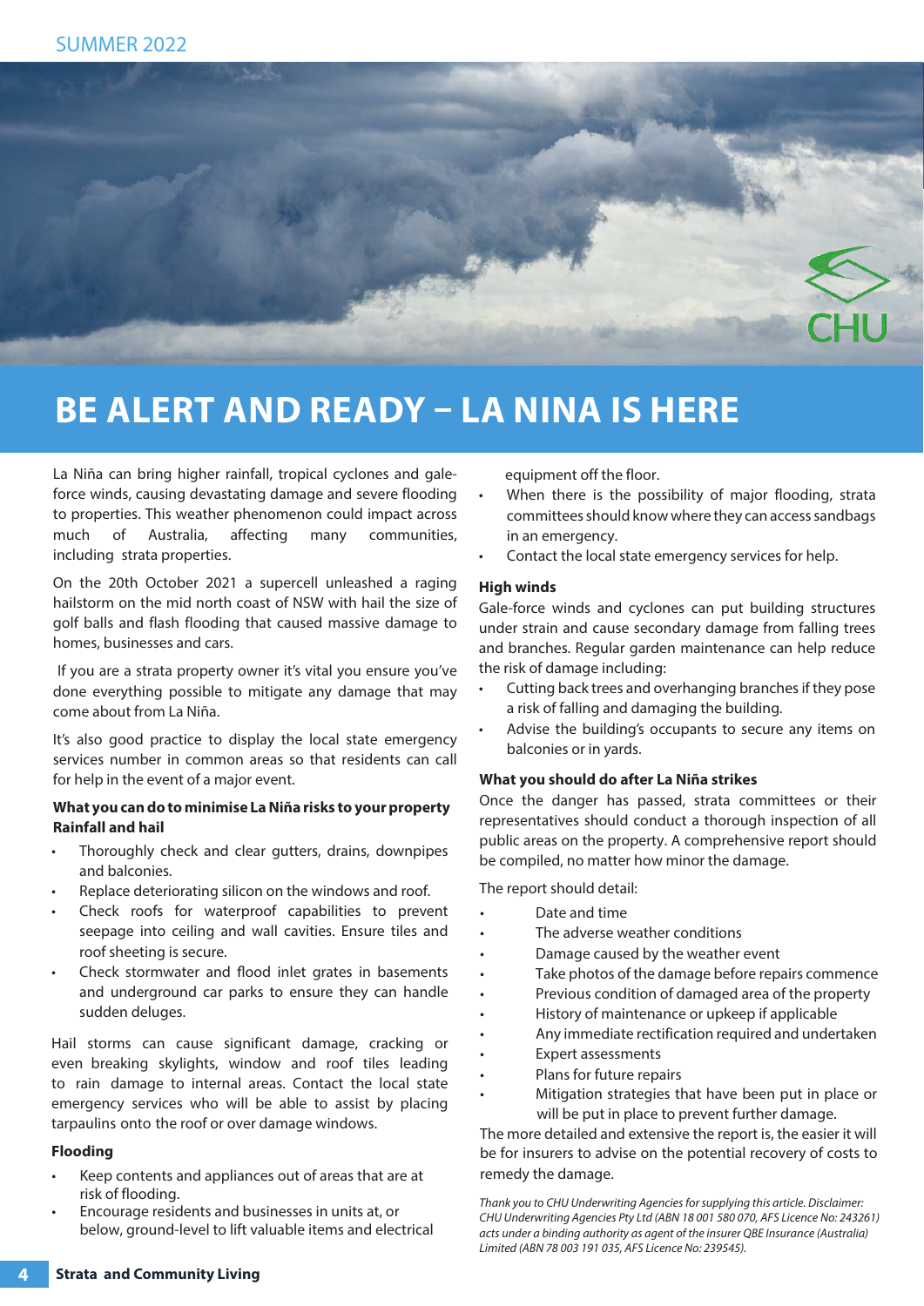# BE ALERT AND READY – LA NINA IS HERE

La Niña can bring higher rainfall, tropical cyclones and gale-force winds, causing devastating damage and severe flooding to properties. This weather phenomenon could impact across much of Australia, affecting many communities, including strata properties.

On the 20th October 2021 a supercell unleashed a raging hailstorm on the mid north coast of NSW with hail the size of golf balls and flash flooding that caused massive damage to homes, businesses and cars.

If you are a strata property owner it's vital you ensure you've done everything possible to mitigate any damage that may come about from La Niña.

It's also good practice to display the local state emergency services number in common areas so that residents can call for help in the event of a major event.

**What you can do to minimise La Niña risks to your property**

**Rainfall and hail**

- Thoroughly check and clear gutters, drains, downpipes and balconies.
- Replace deteriorating silicon on the windows and roof.
- Check roofs for waterproof capabilities to prevent seepage into ceiling and wall cavities. Ensure tiles and roof sheeting is secure.
- Check stormwater and flood inlet grates in basements and underground car parks to ensure they can handle sudden deluges.

Hail storms can cause significant damage, cracking or even breaking skylights, window and roof tiles leading to rain damage to internal areas. Contact the local state emergency services who will be able to assist by placing tarpaulins onto the roof or over damage windows.

**Flooding**

- Keep contents and appliances out of areas that are at risk of flooding.
- Encourage residents and businesses in units at, or below, ground-level to lift valuable items and electrical equipment off the floor.
- When there is the possibility of major flooding, strata committees should know where they can access sandbags in an emergency.
- Contact the local state emergency services for help.

**High winds**

Gale-force winds and cyclones can put building structures under strain and cause secondary damage from falling trees and branches. Regular garden maintenance can help reduce the risk of damage including:

- Cutting back trees and overhanging branches if they pose a risk of falling and damaging the building.
- Advise the building's occupants to secure any items on balconies or in yards.

**What you should do after La Niña strikes**

Once the danger has passed, strata committees or their representatives should conduct a thorough inspection of all public areas on the property. A comprehensive report should be compiled, no matter how minor the damage.

The report should detail:

- Date and time
- The adverse weather conditions
- Damage caused by the weather event
- Take photos of the damage before repairs commence
- Previous condition of damaged area of the property
- History of maintenance or upkeep if applicable
- Any immediate rectification required and undertaken
- Expert assessments
- Plans for future repairs
- Mitigation strategies that have been put in place or will be put in place to prevent further damage.

The more detailed and extensive the report is, the easier it will be for insurers to advise on the potential recovery of costs to remedy the damage.

*Thank you to CHU Underwriting Agencies for supplying this article. Disclaimer: CHU Underwriting Agencies Pty Ltd (ABN 18 001 580 070, AFS Licence No: 243261) acts under a binding authority as agent of the insurer QBE Insurance (Australia) Limited (ABN 78 003 191 035, AFS Licence No: 239545).*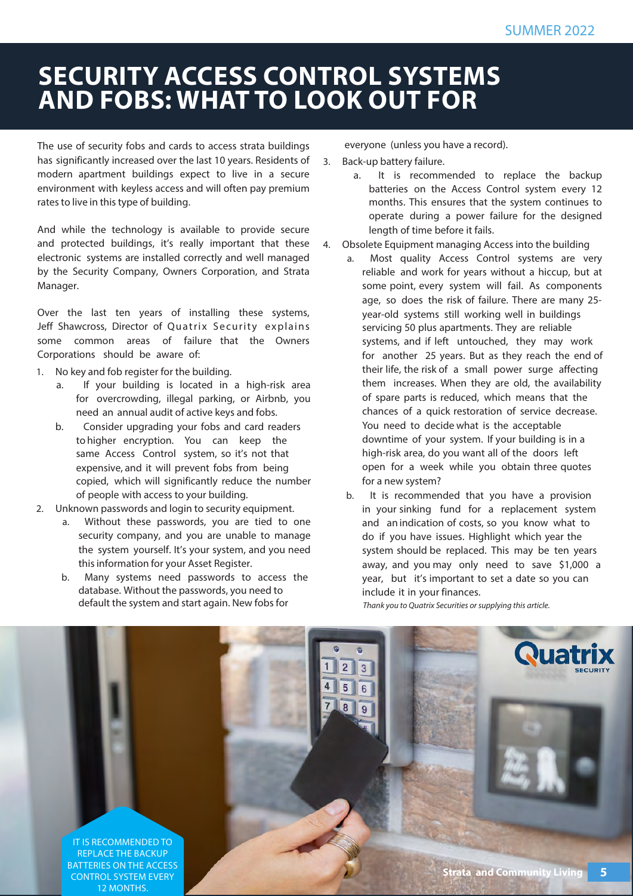# SECURITY ACCESS CONTROL SYSTEMS AND FOBS: WHAT TO LOOK OUT FOR

The use of security fobs and cards to access strata buildings has significantly increased over the last 10 years. Residents of modern apartment buildings expect to live in a secure environment with keyless access and will often pay premium rates to live in this type of building.

And while the technology is available to provide secure and protected buildings, it's really important that these electronic systems are installed correctly and well managed by the Security Company, Owners Corporation, and Strata Manager.

Over the last ten years of installing these systems, Jeff Shawcross, Director of Quatrix Security explains some common areas of failure that the Owners Corporations should be aware of:

1. No key and fob register for the building.
   a. If your building is located in a high-risk area for overcrowding, illegal parking, or Airbnb, you need an annual audit of active keys and fobs.
   b. Consider upgrading your fobs and card readers to higher encryption. You can keep the same Access Control system, so it's not that expensive, and it will prevent fobs from being copied, which will significantly reduce the number of people with access to your building.
2. Unknown passwords and login to security equipment.
   a. Without these passwords, you are tied to one security company, and you are unable to manage the system yourself. It's your system, and you need this information for your Asset Register.
   b. Many systems need passwords to access the database. Without the passwords, you need to default the system and start again. New fobs for everyone (unless you have a record).
3. Back-up battery failure.
   a. It is recommended to replace the backup batteries on the Access Control system every 12 months. This ensures that the system continues to operate during a power failure for the designed length of time before it fails.
4. Obsolete Equipment managing Access into the building
   a. Most quality Access Control systems are very reliable and work for years without a hiccup, but at some point, every system will fail. As components age, so does the risk of failure. There are many 25-year-old systems still working well in buildings servicing 50 plus apartments. They are reliable systems, and if left untouched, they may work for another 25 years. But as they reach the end of their life, the risk of a small power surge affecting them increases. When they are old, the availability of spare parts is reduced, which means that the chances of a quick restoration of service decrease. You need to decide what is the acceptable downtime of your system. If your building is in a high-risk area, do you want all of the doors left open for a week while you obtain three quotes for a new system?
   b. It is recommended that you have a provision in your sinking fund for a replacement system and an indication of costs, so you know what to do if you have issues. Highlight which year the system should be replaced. This may be ten years away, and you may only need to save $1,000 a year, but it's important to set a date so you can include it in your finances.

*Thank you to Quatrix Securities or supplying this article.*

IT IS RECOMMENDED TO REPLACE THE BACKUP BATTERIES ON THE ACCESS CONTROL SYSTEM EVERY 12 MONTHS.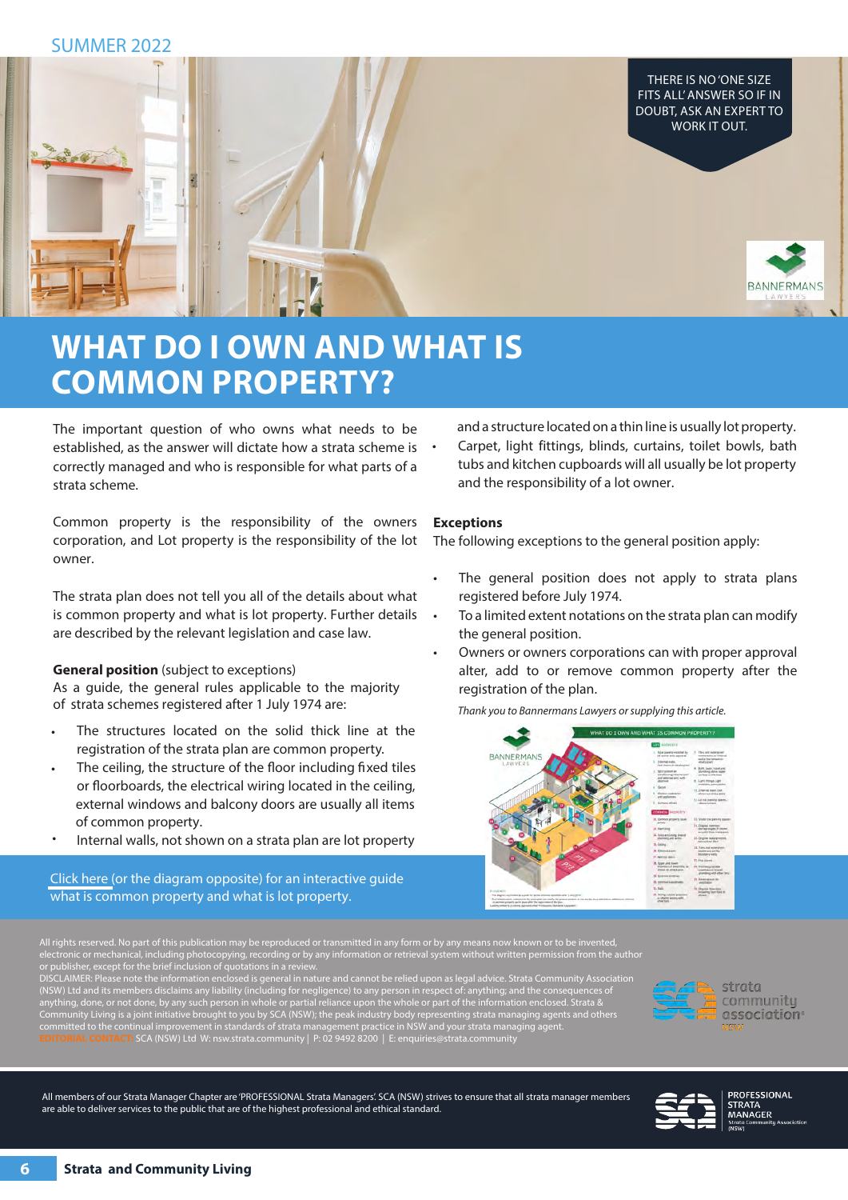SUMMER 2022

THERE IS NO 'ONE SIZE FITS ALL' ANSWER SO IF IN DOUBT, ASK AN EXPERT TO WORK IT OUT.

# WHAT DO I OWN AND WHAT IS COMMON PROPERTY?

The important question of who owns what needs to be established, as the answer will dictate how a strata scheme is correctly managed and who is responsible for what parts of a strata scheme.

Common property is the responsibility of the owners corporation, and Lot property is the responsibility of the lot owner.

The strata plan does not tell you all of the details about what is common property and what is lot property. Further details are described by the relevant legislation and case law.

**General position** (subject to exceptions)
As a guide, the general rules applicable to the majority of strata schemes registered after 1 July 1974 are:

- The structures located on the solid thick line at the registration of the strata plan are common property.
- The ceiling, the structure of the floor including fixed tiles or floorboards, the electrical wiring located in the ceiling, external windows and balcony doors are usually all items of common property.
- Internal walls, not shown on a strata plan are lot property and a structure located on a thin line is usually lot property.
- Carpet, light fittings, blinds, curtains, toilet bowls, bath tubs and kitchen cupboards will all usually be lot property and the responsibility of a lot owner.

**Exceptions**
The following exceptions to the general position apply:

- The general position does not apply to strata plans registered before July 1974.
- To a limited extent notations on the strata plan can modify the general position.
- Owners or owners corporations can with proper approval alter, add to or remove common property after the registration of the plan.

*Thank you to Bannermans Lawyers or supplying this article.*

Click here (or the diagram opposite) for an interactive guide what is common property and what is lot property.

All rights reserved. No part of this publication may be reproduced or transmitted in any form or by any means now known or to be invented, electronic or mechanical, including photocopying, recording or by any information or retrieval system without written permission from the author or publisher, except for the brief inclusion of quotations in a review.
DISCLAIMER: Please note the information enclosed is general in nature and cannot be relied upon as legal advice. Strata Community Association (NSW) Ltd and its members disclaims any liability (including for negligence) to any person in respect of: anything; and the consequences of anything, done, or not done, by any such person in whole or partial reliance upon the whole or part of the information enclosed. Strata & Community Living is a joint initiative brought to you by SCA (NSW); the peak industry body representing strata managing agents and others committed to the continual improvement in standards of strata management practice in NSW and your strata managing agent.
EDITORIAL CONTACT: SCA (NSW) Ltd W: nsw.strata.community | P: 02 9492 8200 | E: enquiries@strata.community

All members of our Strata Manager Chapter are 'PROFESSIONAL Strata Managers'. SCA (NSW) strives to ensure that all strata manager members are able to deliver services to the public that are of the highest professional and ethical standard.